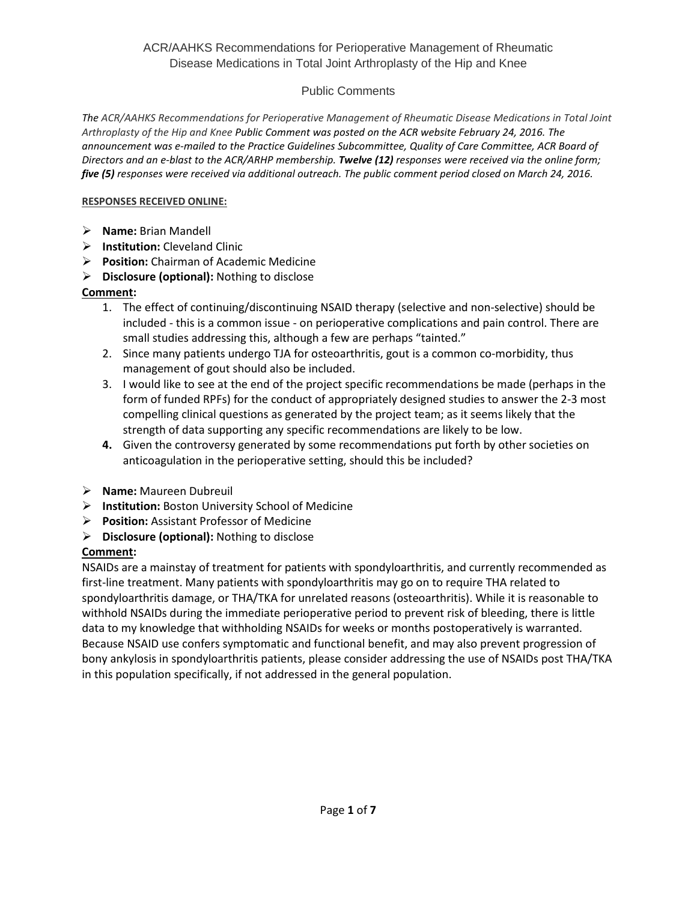# ACR/AAHKS Recommendations for Perioperative Management of Rheumatic Disease Medications in Total Joint Arthroplasty of the Hip and Knee

## Public Comments

*The ACR/AAHKS Recommendations for Perioperative Management of Rheumatic Disease Medications in Total Joint Arthroplasty of the Hip and Knee Public Comment was posted on the ACR website February 24, 2016. The announcement was e-mailed to the Practice Guidelines Subcommittee, Quality of Care Committee, ACR Board of Directors and an e-blast to the ACR/ARHP membership. **Twelve (12)** responses were received via the online form; **five (5)** responses were received via additional outreach. The public comment period closed on March 24, 2016.*

**RESPONSES RECEIVED ONLINE:**

- **Name:** Brian Mandell
- **Institution:** Cleveland Clinic
- **Position:** Chairman of Academic Medicine
- **Disclosure (optional):** Nothing to disclose

**Comment:**

1. The effect of continuing/discontinuing NSAID therapy (selective and non-selective) should be included - this is a common issue - on perioperative complications and pain control. There are small studies addressing this, although a few are perhaps "tainted."
2. Since many patients undergo TJA for osteoarthritis, gout is a common co-morbidity, thus management of gout should also be included.
3. I would like to see at the end of the project specific recommendations be made (perhaps in the form of funded RPFs) for the conduct of appropriately designed studies to answer the 2-3 most compelling clinical questions as generated by the project team; as it seems likely that the strength of data supporting any specific recommendations are likely to be low.
4. Given the controversy generated by some recommendations put forth by other societies on anticoagulation in the perioperative setting, should this be included?

- **Name:** Maureen Dubreuil
- **Institution:** Boston University School of Medicine
- **Position:** Assistant Professor of Medicine
- **Disclosure (optional):** Nothing to disclose

**Comment:**

NSAIDs are a mainstay of treatment for patients with spondyloarthritis, and currently recommended as first-line treatment. Many patients with spondyloarthritis may go on to require THA related to spondyloarthritis damage, or THA/TKA for unrelated reasons (osteoarthritis). While it is reasonable to withhold NSAIDs during the immediate perioperative period to prevent risk of bleeding, there is little data to my knowledge that withholding NSAIDs for weeks or months postoperatively is warranted. Because NSAID use confers symptomatic and functional benefit, and may also prevent progression of bony ankylosis in spondyloarthritis patients, please consider addressing the use of NSAIDs post THA/TKA in this population specifically, if not addressed in the general population.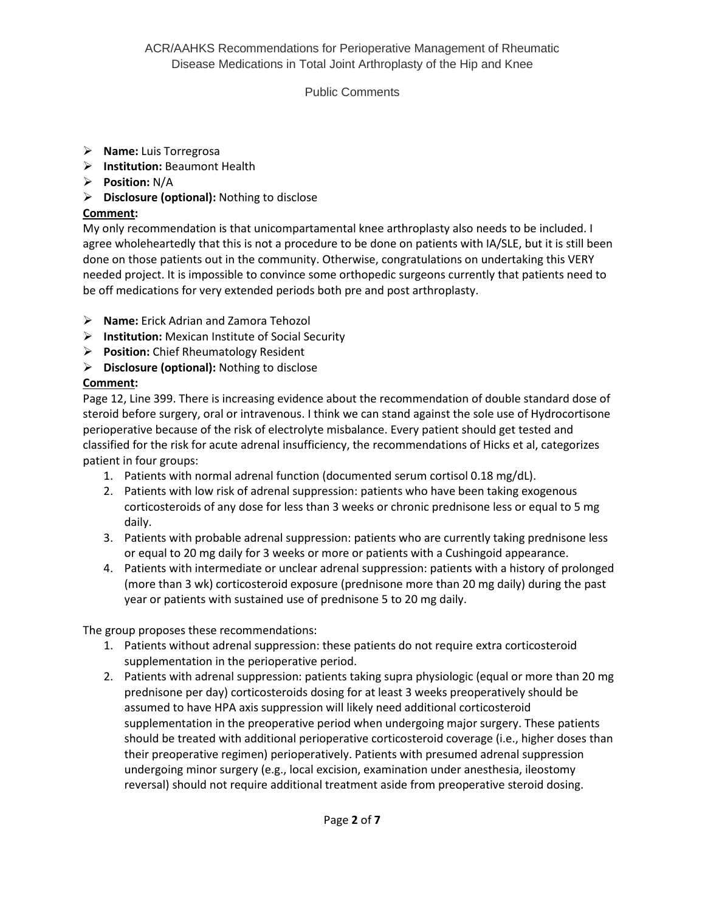- **Name:** Luis Torregrosa
- **Institution:** Beaumont Health
- **Position:** N/A
- **Disclosure (optional):** Nothing to disclose

**Comment:**

My only recommendation is that unicompartamental knee arthroplasty also needs to be included. I agree wholeheartedly that this is not a procedure to be done on patients with IA/SLE, but it is still been done on those patients out in the community. Otherwise, congratulations on undertaking this VERY needed project. It is impossible to convince some orthopedic surgeons currently that patients need to be off medications for very extended periods both pre and post arthroplasty.

- **Name:** Erick Adrian and Zamora Tehozol
- **Institution:** Mexican Institute of Social Security
- **Position:** Chief Rheumatology Resident
- **Disclosure (optional):** Nothing to disclose

**Comment:**

Page 12, Line 399. There is increasing evidence about the recommendation of double standard dose of steroid before surgery, oral or intravenous. I think we can stand against the sole use of Hydrocortisone perioperative because of the risk of electrolyte misbalance. Every patient should get tested and classified for the risk for acute adrenal insufficiency, the recommendations of Hicks et al, categorizes patient in four groups:

1. Patients with normal adrenal function (documented serum cortisol 0.18 mg/dL).
2. Patients with low risk of adrenal suppression: patients who have been taking exogenous corticosteroids of any dose for less than 3 weeks or chronic prednisone less or equal to 5 mg daily.
3. Patients with probable adrenal suppression: patients who are currently taking prednisone less or equal to 20 mg daily for 3 weeks or more or patients with a Cushingoid appearance.
4. Patients with intermediate or unclear adrenal suppression: patients with a history of prolonged (more than 3 wk) corticosteroid exposure (prednisone more than 20 mg daily) during the past year or patients with sustained use of prednisone 5 to 20 mg daily.

The group proposes these recommendations:

1. Patients without adrenal suppression: these patients do not require extra corticosteroid supplementation in the perioperative period.
2. Patients with adrenal suppression: patients taking supra physiologic (equal or more than 20 mg prednisone per day) corticosteroids dosing for at least 3 weeks preoperatively should be assumed to have HPA axis suppression will likely need additional corticosteroid supplementation in the preoperative period when undergoing major surgery. These patients should be treated with additional perioperative corticosteroid coverage (i.e., higher doses than their preoperative regimen) perioperatively. Patients with presumed adrenal suppression undergoing minor surgery (e.g., local excision, examination under anesthesia, ileostomy reversal) should not require additional treatment aside from preoperative steroid dosing.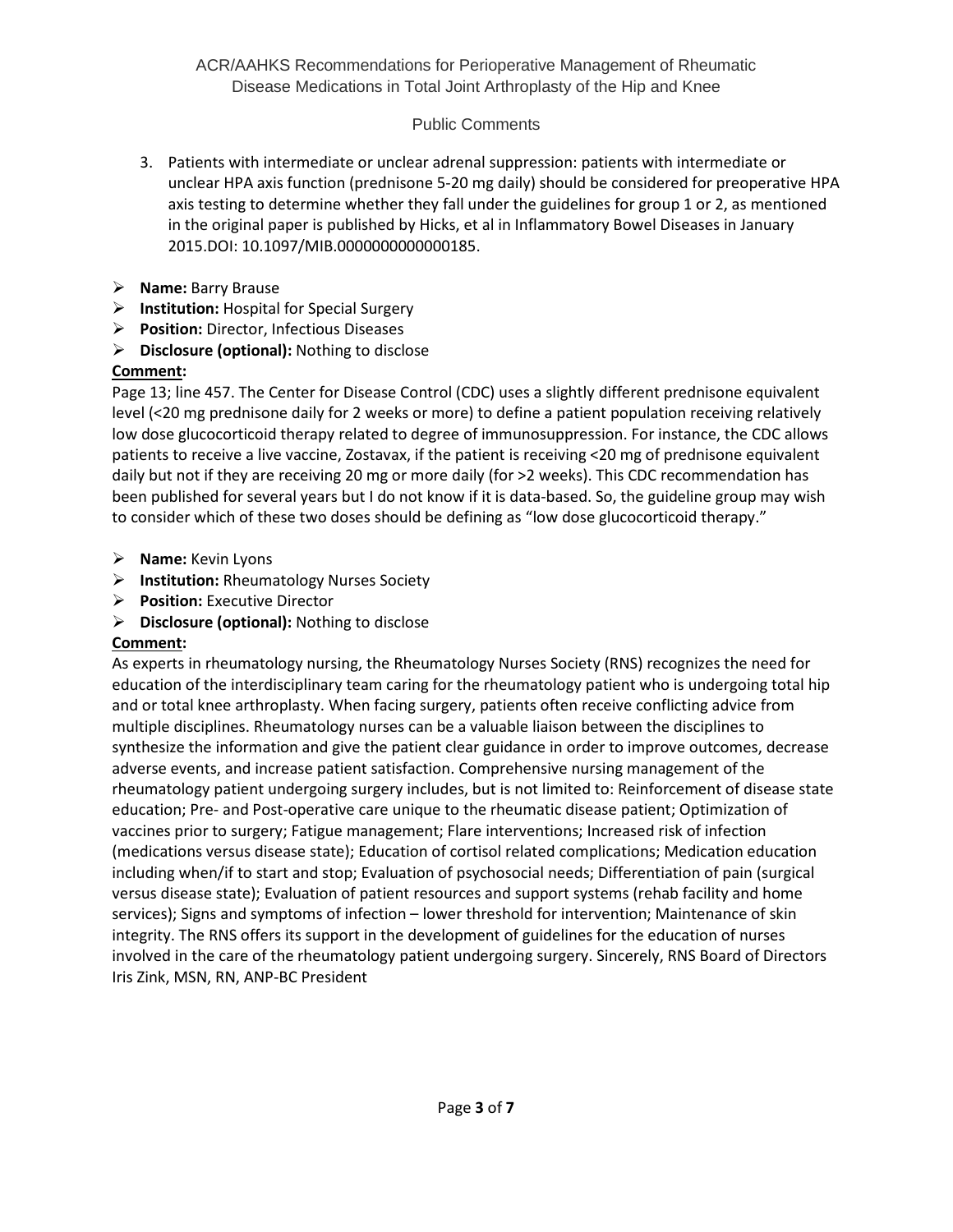3. Patients with intermediate or unclear adrenal suppression: patients with intermediate or unclear HPA axis function (prednisone 5-20 mg daily) should be considered for preoperative HPA axis testing to determine whether they fall under the guidelines for group 1 or 2, as mentioned in the original paper is published by Hicks, et al in Inflammatory Bowel Diseases in January 2015.DOI: 10.1097/MIB.0000000000000185.

- **Name:** Barry Brause
- **Institution:** Hospital for Special Surgery
- **Position:** Director, Infectious Diseases
- **Disclosure (optional):** Nothing to disclose

**Comment:**

Page 13; line 457. The Center for Disease Control (CDC) uses a slightly different prednisone equivalent level (<20 mg prednisone daily for 2 weeks or more) to define a patient population receiving relatively low dose glucocorticoid therapy related to degree of immunosuppression. For instance, the CDC allows patients to receive a live vaccine, Zostavax, if the patient is receiving <20 mg of prednisone equivalent daily but not if they are receiving 20 mg or more daily (for >2 weeks). This CDC recommendation has been published for several years but I do not know if it is data-based. So, the guideline group may wish to consider which of these two doses should be defining as "low dose glucocorticoid therapy."

- **Name:** Kevin Lyons
- **Institution:** Rheumatology Nurses Society
- **Position:** Executive Director
- **Disclosure (optional):** Nothing to disclose

**Comment:**

As experts in rheumatology nursing, the Rheumatology Nurses Society (RNS) recognizes the need for education of the interdisciplinary team caring for the rheumatology patient who is undergoing total hip and or total knee arthroplasty. When facing surgery, patients often receive conflicting advice from multiple disciplines. Rheumatology nurses can be a valuable liaison between the disciplines to synthesize the information and give the patient clear guidance in order to improve outcomes, decrease adverse events, and increase patient satisfaction. Comprehensive nursing management of the rheumatology patient undergoing surgery includes, but is not limited to: Reinforcement of disease state education; Pre- and Post-operative care unique to the rheumatic disease patient; Optimization of vaccines prior to surgery; Fatigue management; Flare interventions; Increased risk of infection (medications versus disease state); Education of cortisol related complications; Medication education including when/if to start and stop; Evaluation of psychosocial needs; Differentiation of pain (surgical versus disease state); Evaluation of patient resources and support systems (rehab facility and home services); Signs and symptoms of infection – lower threshold for intervention; Maintenance of skin integrity. The RNS offers its support in the development of guidelines for the education of nurses involved in the care of the rheumatology patient undergoing surgery. Sincerely, RNS Board of Directors Iris Zink, MSN, RN, ANP-BC President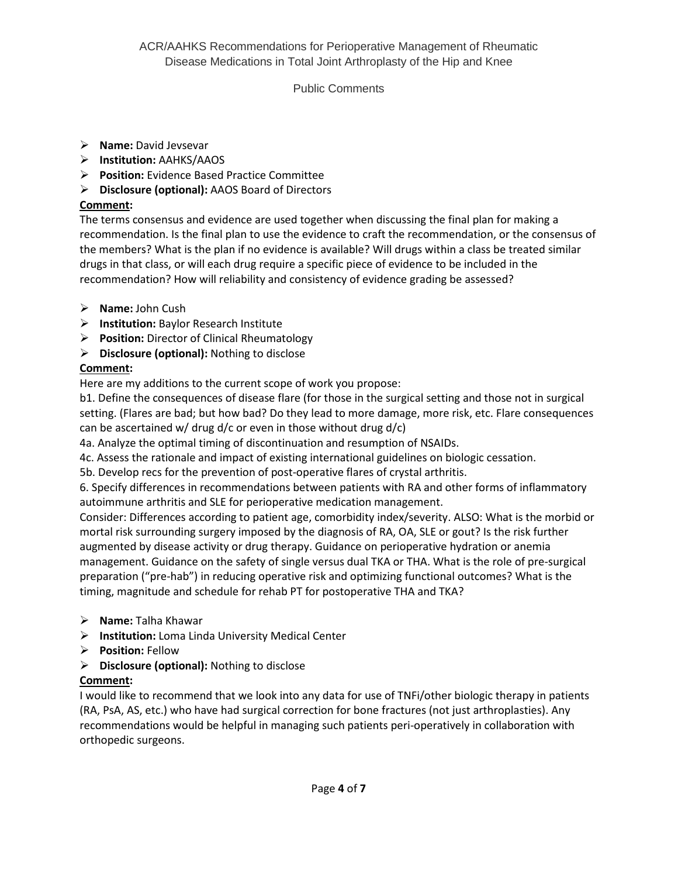- **Name:** David Jevsevar
- **Institution:** AAHKS/AAOS
- **Position:** Evidence Based Practice Committee
- **Disclosure (optional):** AAOS Board of Directors

**Comment:**

The terms consensus and evidence are used together when discussing the final plan for making a recommendation. Is the final plan to use the evidence to craft the recommendation, or the consensus of the members? What is the plan if no evidence is available? Will drugs within a class be treated similar drugs in that class, or will each drug require a specific piece of evidence to be included in the recommendation? How will reliability and consistency of evidence grading be assessed?

- **Name:** John Cush
- **Institution:** Baylor Research Institute
- **Position:** Director of Clinical Rheumatology
- **Disclosure (optional):** Nothing to disclose

**Comment:**

Here are my additions to the current scope of work you propose:

b1. Define the consequences of disease flare (for those in the surgical setting and those not in surgical setting. (Flares are bad; but how bad? Do they lead to more damage, more risk, etc. Flare consequences can be ascertained w/ drug d/c or even in those without drug d/c)

4a. Analyze the optimal timing of discontinuation and resumption of NSAIDs.

4c. Assess the rationale and impact of existing international guidelines on biologic cessation.

5b. Develop recs for the prevention of post-operative flares of crystal arthritis.

6. Specify differences in recommendations between patients with RA and other forms of inflammatory autoimmune arthritis and SLE for perioperative medication management.

Consider: Differences according to patient age, comorbidity index/severity. ALSO: What is the morbid or mortal risk surrounding surgery imposed by the diagnosis of RA, OA, SLE or gout? Is the risk further augmented by disease activity or drug therapy. Guidance on perioperative hydration or anemia management. Guidance on the safety of single versus dual TKA or THA. What is the role of pre-surgical preparation ("pre-hab") in reducing operative risk and optimizing functional outcomes? What is the timing, magnitude and schedule for rehab PT for postoperative THA and TKA?

- **Name:** Talha Khawar
- **Institution:** Loma Linda University Medical Center
- **Position:** Fellow
- **Disclosure (optional):** Nothing to disclose

**Comment:**

I would like to recommend that we look into any data for use of TNFi/other biologic therapy in patients (RA, PsA, AS, etc.) who have had surgical correction for bone fractures (not just arthroplasties). Any recommendations would be helpful in managing such patients peri-operatively in collaboration with orthopedic surgeons.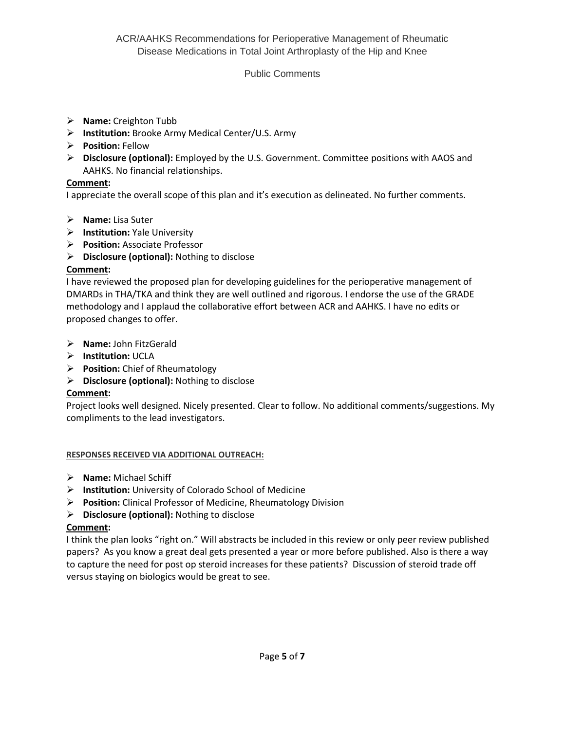- **Name:** Creighton Tubb
- **Institution:** Brooke Army Medical Center/U.S. Army
- **Position:** Fellow
- **Disclosure (optional):** Employed by the U.S. Government. Committee positions with AAOS and AAHKS. No financial relationships.

**Comment:**

I appreciate the overall scope of this plan and it's execution as delineated. No further comments.

- **Name:** Lisa Suter
- **Institution:** Yale University
- **Position:** Associate Professor
- **Disclosure (optional):** Nothing to disclose

**Comment:**

I have reviewed the proposed plan for developing guidelines for the perioperative management of DMARDs in THA/TKA and think they are well outlined and rigorous. I endorse the use of the GRADE methodology and I applaud the collaborative effort between ACR and AAHKS. I have no edits or proposed changes to offer.

- **Name:** John FitzGerald
- **Institution:** UCLA
- **Position:** Chief of Rheumatology
- **Disclosure (optional):** Nothing to disclose

**Comment:**

Project looks well designed. Nicely presented. Clear to follow. No additional comments/suggestions. My compliments to the lead investigators.

**RESPONSES RECEIVED VIA ADDITIONAL OUTREACH:**

- **Name:** Michael Schiff
- **Institution:** University of Colorado School of Medicine
- **Position:** Clinical Professor of Medicine, Rheumatology Division
- **Disclosure (optional):** Nothing to disclose

**Comment:**

I think the plan looks "right on." Will abstracts be included in this review or only peer review published papers? As you know a great deal gets presented a year or more before published. Also is there a way to capture the need for post op steroid increases for these patients? Discussion of steroid trade off versus staying on biologics would be great to see.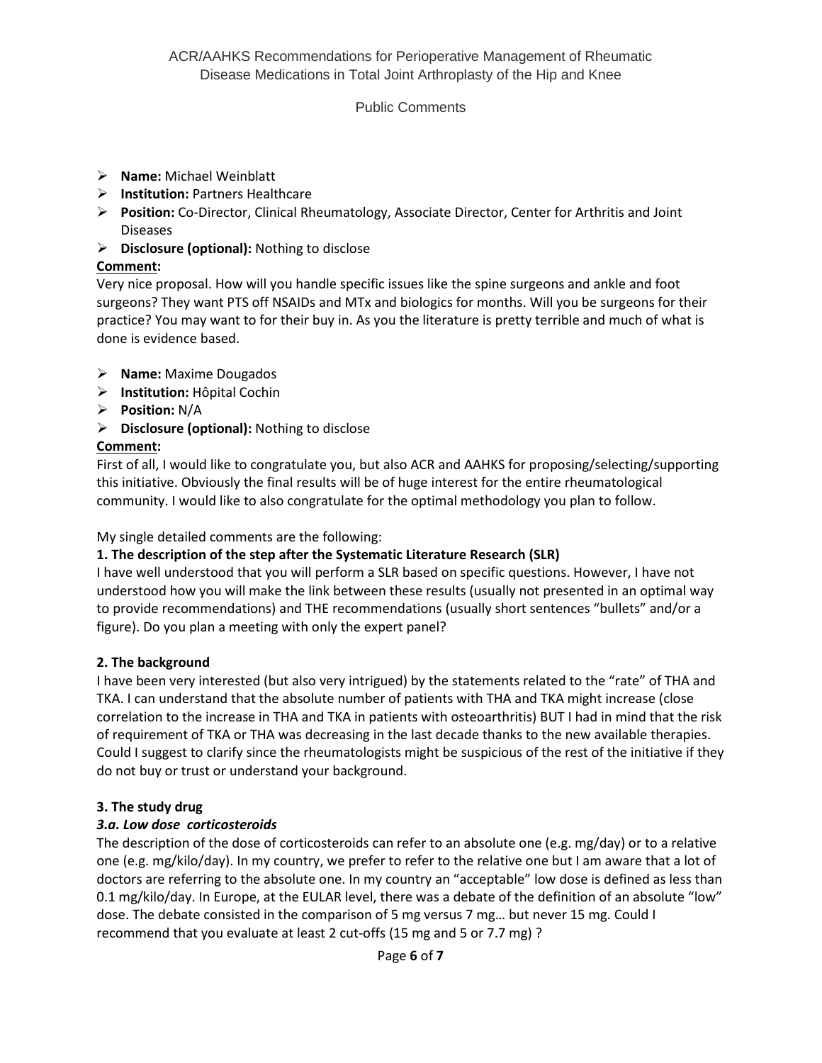- **Name:** Michael Weinblatt
- **Institution:** Partners Healthcare
- **Position:** Co-Director, Clinical Rheumatology, Associate Director, Center for Arthritis and Joint Diseases
- **Disclosure (optional):** Nothing to disclose

**Comment:**

Very nice proposal. How will you handle specific issues like the spine surgeons and ankle and foot surgeons? They want PTS off NSAIDs and MTx and biologics for months. Will you be surgeons for their practice? You may want to for their buy in. As you the literature is pretty terrible and much of what is done is evidence based.

- **Name:** Maxime Dougados
- **Institution:** Hôpital Cochin
- **Position:** N/A
- **Disclosure (optional):** Nothing to disclose

**Comment:**

First of all, I would like to congratulate you, but also ACR and AAHKS for proposing/selecting/supporting this initiative. Obviously the final results will be of huge interest for the entire rheumatological community. I would like to also congratulate for the optimal methodology you plan to follow.

My single detailed comments are the following:

**1. The description of the step after the Systematic Literature Research (SLR)**

I have well understood that you will perform a SLR based on specific questions. However, I have not understood how you will make the link between these results (usually not presented in an optimal way to provide recommendations) and THE recommendations (usually short sentences "bullets" and/or a figure). Do you plan a meeting with only the expert panel?

**2. The background**

I have been very interested (but also very intrigued) by the statements related to the "rate" of THA and TKA. I can understand that the absolute number of patients with THA and TKA might increase (close correlation to the increase in THA and TKA in patients with osteoarthritis) BUT I had in mind that the risk of requirement of TKA or THA was decreasing in the last decade thanks to the new available therapies. Could I suggest to clarify since the rheumatologists might be suspicious of the rest of the initiative if they do not buy or trust or understand your background.

**3. The study drug**

***3.a. Low dose corticosteroids***

The description of the dose of corticosteroids can refer to an absolute one (e.g. mg/day) or to a relative one (e.g. mg/kilo/day). In my country, we prefer to refer to the relative one but I am aware that a lot of doctors are referring to the absolute one. In my country an "acceptable" low dose is defined as less than 0.1 mg/kilo/day. In Europe, at the EULAR level, there was a debate of the definition of an absolute "low" dose. The debate consisted in the comparison of 5 mg versus 7 mg… but never 15 mg. Could I recommend that you evaluate at least 2 cut-offs (15 mg and 5 or 7.7 mg) ?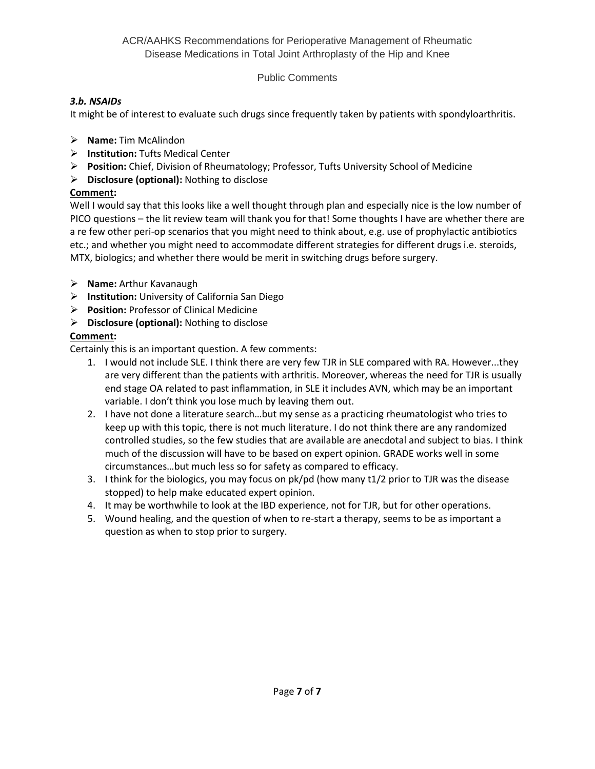### *3.b. NSAIDs*

It might be of interest to evaluate such drugs since frequently taken by patients with spondyloarthritis.

- **Name:** Tim McAlindon
- **Institution:** Tufts Medical Center
- **Position:** Chief, Division of Rheumatology; Professor, Tufts University School of Medicine
- **Disclosure (optional):** Nothing to disclose

**Comment:**

Well I would say that this looks like a well thought through plan and especially nice is the low number of PICO questions – the lit review team will thank you for that! Some thoughts I have are whether there are a re few other peri-op scenarios that you might need to think about, e.g. use of prophylactic antibiotics etc.; and whether you might need to accommodate different strategies for different drugs i.e. steroids, MTX, biologics; and whether there would be merit in switching drugs before surgery.

- **Name:** Arthur Kavanaugh
- **Institution:** University of California San Diego
- **Position:** Professor of Clinical Medicine
- **Disclosure (optional):** Nothing to disclose

**Comment:**

Certainly this is an important question. A few comments:

1. I would not include SLE. I think there are very few TJR in SLE compared with RA. However...they are very different than the patients with arthritis. Moreover, whereas the need for TJR is usually end stage OA related to past inflammation, in SLE it includes AVN, which may be an important variable. I don't think you lose much by leaving them out.
2. I have not done a literature search…but my sense as a practicing rheumatologist who tries to keep up with this topic, there is not much literature. I do not think there are any randomized controlled studies, so the few studies that are available are anecdotal and subject to bias. I think much of the discussion will have to be based on expert opinion. GRADE works well in some circumstances…but much less so for safety as compared to efficacy.
3. I think for the biologics, you may focus on pk/pd (how many t1/2 prior to TJR was the disease stopped) to help make educated expert opinion.
4. It may be worthwhile to look at the IBD experience, not for TJR, but for other operations.
5. Wound healing, and the question of when to re-start a therapy, seems to be as important a question as when to stop prior to surgery.